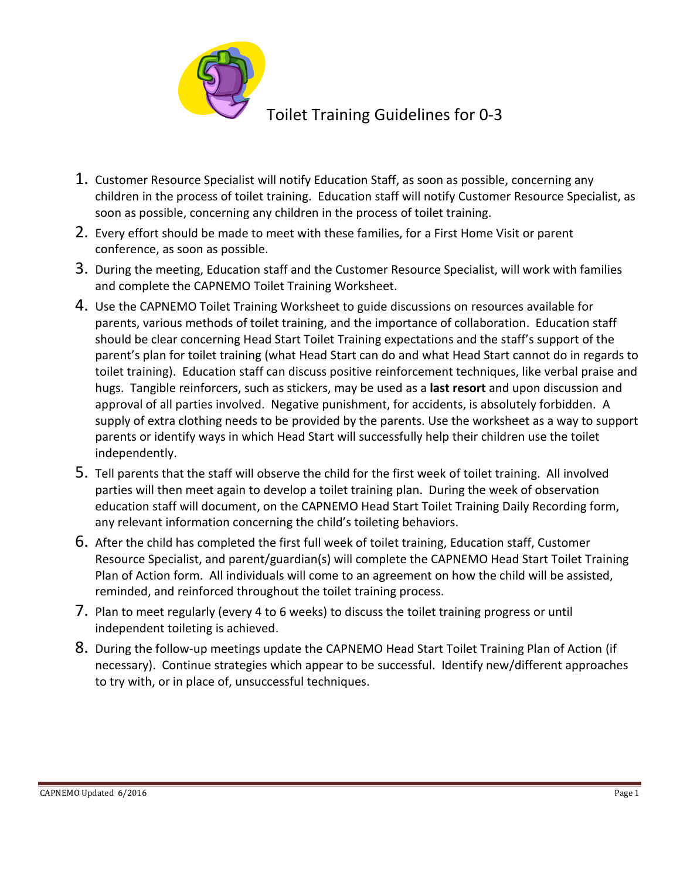# Toilet Training Guidelines for 0-3

1. Customer Resource Specialist will notify Education Staff, as soon as possible, concerning any children in the process of toilet training. Education staff will notify Customer Resource Specialist, as soon as possible, concerning any children in the process of toilet training.
2. Every effort should be made to meet with these families, for a First Home Visit or parent conference, as soon as possible.
3. During the meeting, Education staff and the Customer Resource Specialist, will work with families and complete the CAPNEMO Toilet Training Worksheet.
4. Use the CAPNEMO Toilet Training Worksheet to guide discussions on resources available for parents, various methods of toilet training, and the importance of collaboration. Education staff should be clear concerning Head Start Toilet Training expectations and the staff's support of the parent's plan for toilet training (what Head Start can do and what Head Start cannot do in regards to toilet training). Education staff can discuss positive reinforcement techniques, like verbal praise and hugs. Tangible reinforcers, such as stickers, may be used as a **last resort** and upon discussion and approval of all parties involved. Negative punishment, for accidents, is absolutely forbidden. A supply of extra clothing needs to be provided by the parents. Use the worksheet as a way to support parents or identify ways in which Head Start will successfully help their children use the toilet independently.
5. Tell parents that the staff will observe the child for the first week of toilet training. All involved parties will then meet again to develop a toilet training plan. During the week of observation education staff will document, on the CAPNEMO Head Start Toilet Training Daily Recording form, any relevant information concerning the child's toileting behaviors.
6. After the child has completed the first full week of toilet training, Education staff, Customer Resource Specialist, and parent/guardian(s) will complete the CAPNEMO Head Start Toilet Training Plan of Action form. All individuals will come to an agreement on how the child will be assisted, reminded, and reinforced throughout the toilet training process.
7. Plan to meet regularly (every 4 to 6 weeks) to discuss the toilet training progress or until independent toileting is achieved.
8. During the follow-up meetings update the CAPNEMO Head Start Toilet Training Plan of Action (if necessary). Continue strategies which appear to be successful. Identify new/different approaches to try with, or in place of, unsuccessful techniques.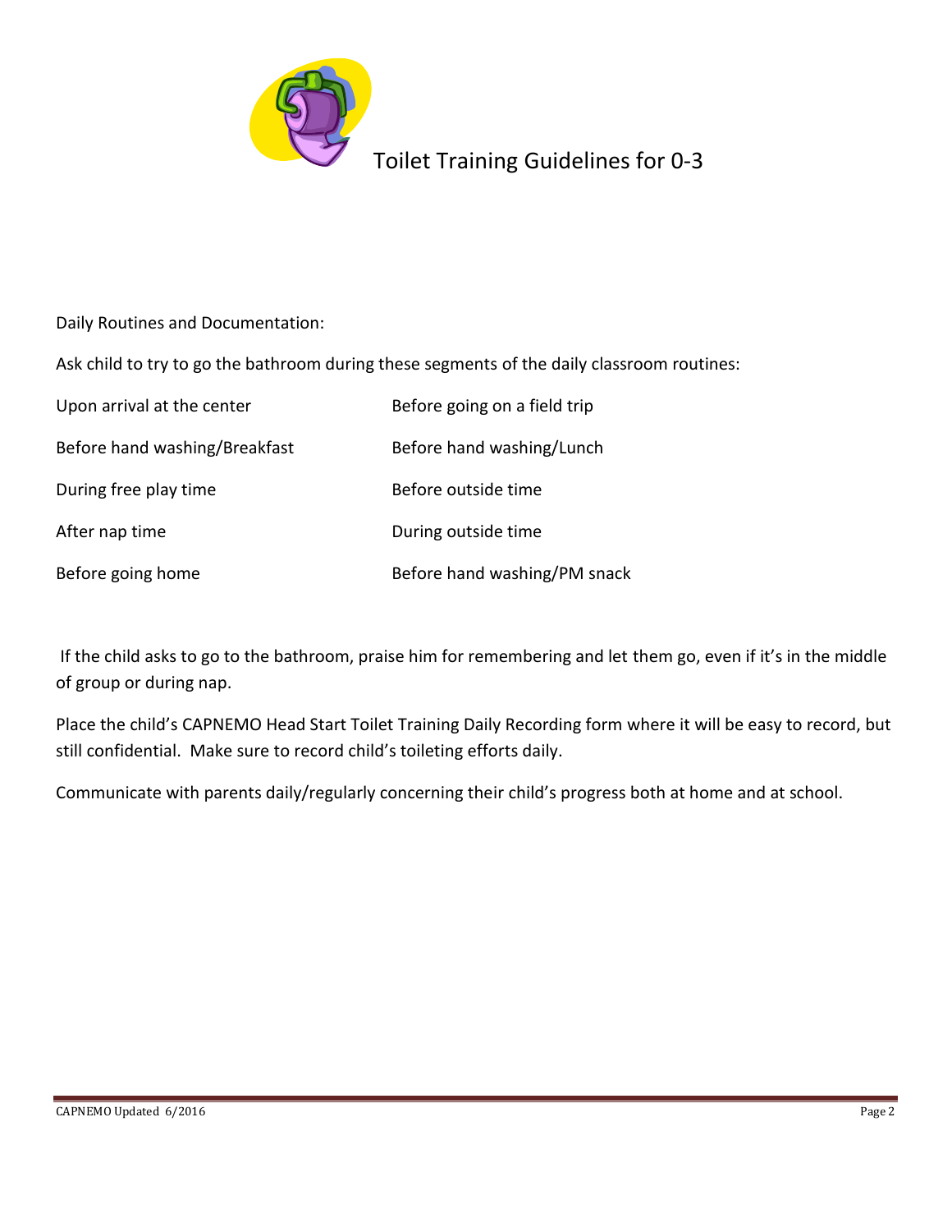# Toilet Training Guidelines for 0-3

Daily Routines and Documentation:

Ask child to try to go the bathroom during these segments of the daily classroom routines:

| | |
|---|---|
| Upon arrival at the center | Before going on a field trip |
| Before hand washing/Breakfast | Before hand washing/Lunch |
| During free play time | Before outside time |
| After nap time | During outside time |
| Before going home | Before hand washing/PM snack |

If the child asks to go to the bathroom, praise him for remembering and let them go, even if it's in the middle of group or during nap.

Place the child's CAPNEMO Head Start Toilet Training Daily Recording form where it will be easy to record, but still confidential. Make sure to record child's toileting efforts daily.

Communicate with parents daily/regularly concerning their child's progress both at home and at school.